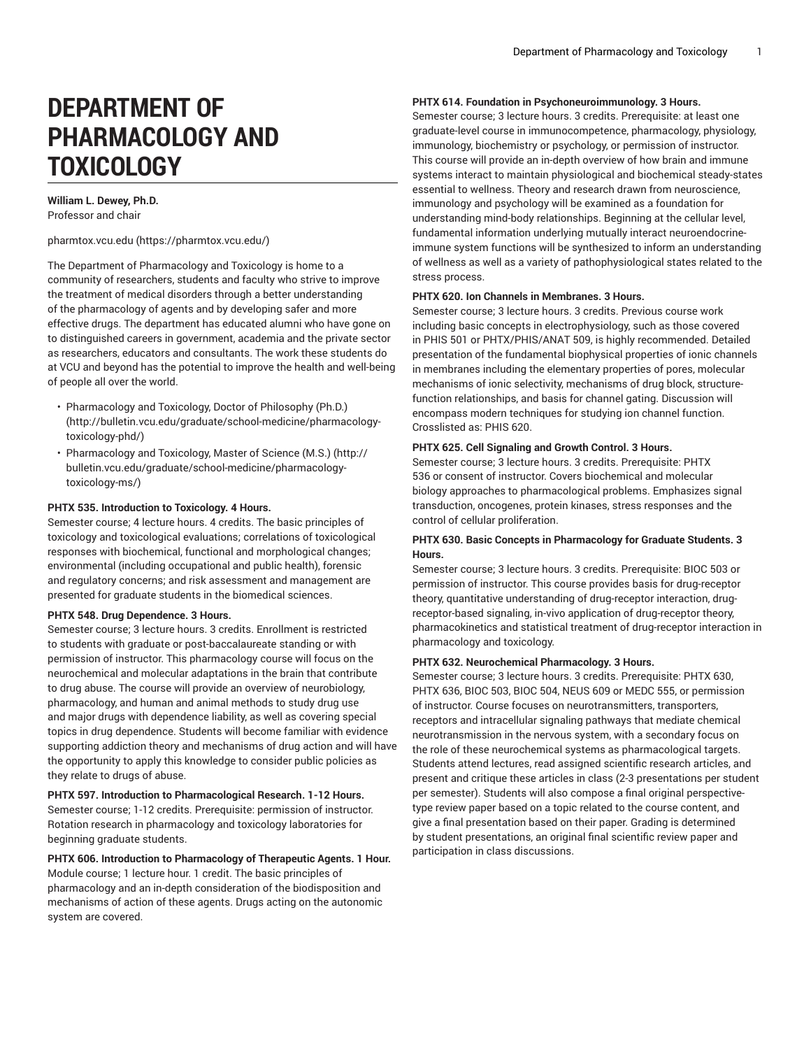# DEPARTMENT OF PHARMACOLOGY AND TOXICOLOGY

**William L. Dewey, Ph.D.**
Professor and chair

pharmtox.vcu.edu (https://pharmtox.vcu.edu/)

The Department of Pharmacology and Toxicology is home to a community of researchers, students and faculty who strive to improve the treatment of medical disorders through a better understanding of the pharmacology of agents and by developing safer and more effective drugs. The department has educated alumni who have gone on to distinguished careers in government, academia and the private sector as researchers, educators and consultants. The work these students do at VCU and beyond has the potential to improve the health and well-being of people all over the world.

- Pharmacology and Toxicology, Doctor of Philosophy (Ph.D.) (http://bulletin.vcu.edu/graduate/school-medicine/pharmacology-toxicology-phd/)
- Pharmacology and Toxicology, Master of Science (M.S.) (http://bulletin.vcu.edu/graduate/school-medicine/pharmacology-toxicology-ms/)

**PHTX 535. Introduction to Toxicology. 4 Hours.**
Semester course; 4 lecture hours. 4 credits. The basic principles of toxicology and toxicological evaluations; correlations of toxicological responses with biochemical, functional and morphological changes; environmental (including occupational and public health), forensic and regulatory concerns; and risk assessment and management are presented for graduate students in the biomedical sciences.

**PHTX 548. Drug Dependence. 3 Hours.**
Semester course; 3 lecture hours. 3 credits. Enrollment is restricted to students with graduate or post-baccalaureate standing or with permission of instructor. This pharmacology course will focus on the neurochemical and molecular adaptations in the brain that contribute to drug abuse. The course will provide an overview of neurobiology, pharmacology, and human and animal methods to study drug use and major drugs with dependence liability, as well as covering special topics in drug dependence. Students will become familiar with evidence supporting addiction theory and mechanisms of drug action and will have the opportunity to apply this knowledge to consider public policies as they relate to drugs of abuse.

**PHTX 597. Introduction to Pharmacological Research. 1-12 Hours.**
Semester course; 1-12 credits. Prerequisite: permission of instructor. Rotation research in pharmacology and toxicology laboratories for beginning graduate students.

**PHTX 606. Introduction to Pharmacology of Therapeutic Agents. 1 Hour.**
Module course; 1 lecture hour. 1 credit. The basic principles of pharmacology and an in-depth consideration of the biodisposition and mechanisms of action of these agents. Drugs acting on the autonomic system are covered.

**PHTX 614. Foundation in Psychoneuroimmunology. 3 Hours.**
Semester course; 3 lecture hours. 3 credits. Prerequisite: at least one graduate-level course in immunocompetence, pharmacology, physiology, immunology, biochemistry or psychology, or permission of instructor. This course will provide an in-depth overview of how brain and immune systems interact to maintain physiological and biochemical steady-states essential to wellness. Theory and research drawn from neuroscience, immunology and psychology will be examined as a foundation for understanding mind-body relationships. Beginning at the cellular level, fundamental information underlying mutually interact neuroendocrine-immune system functions will be synthesized to inform an understanding of wellness as well as a variety of pathophysiological states related to the stress process.

**PHTX 620. Ion Channels in Membranes. 3 Hours.**
Semester course; 3 lecture hours. 3 credits. Previous course work including basic concepts in electrophysiology, such as those covered in PHIS 501 or PHTX/PHIS/ANAT 509, is highly recommended. Detailed presentation of the fundamental biophysical properties of ionic channels in membranes including the elementary properties of pores, molecular mechanisms of ionic selectivity, mechanisms of drug block, structure-function relationships, and basis for channel gating. Discussion will encompass modern techniques for studying ion channel function. Crosslisted as: PHIS 620.

**PHTX 625. Cell Signaling and Growth Control. 3 Hours.**
Semester course; 3 lecture hours. 3 credits. Prerequisite: PHTX 536 or consent of instructor. Covers biochemical and molecular biology approaches to pharmacological problems. Emphasizes signal transduction, oncogenes, protein kinases, stress responses and the control of cellular proliferation.

**PHTX 630. Basic Concepts in Pharmacology for Graduate Students. 3 Hours.**
Semester course; 3 lecture hours. 3 credits. Prerequisite: BIOC 503 or permission of instructor. This course provides basis for drug-receptor theory, quantitative understanding of drug-receptor interaction, drug-receptor-based signaling, in-vivo application of drug-receptor theory, pharmacokinetics and statistical treatment of drug-receptor interaction in pharmacology and toxicology.

**PHTX 632. Neurochemical Pharmacology. 3 Hours.**
Semester course; 3 lecture hours. 3 credits. Prerequisite: PHTX 630, PHTX 636, BIOC 503, BIOC 504, NEUS 609 or MEDC 555, or permission of instructor. Course focuses on neurotransmitters, transporters, receptors and intracellular signaling pathways that mediate chemical neurotransmission in the nervous system, with a secondary focus on the role of these neurochemical systems as pharmacological targets. Students attend lectures, read assigned scientific research articles, and present and critique these articles in class (2-3 presentations per student per semester). Students will also compose a final original perspective-type review paper based on a topic related to the course content, and give a final presentation based on their paper. Grading is determined by student presentations, an original final scientific review paper and participation in class discussions.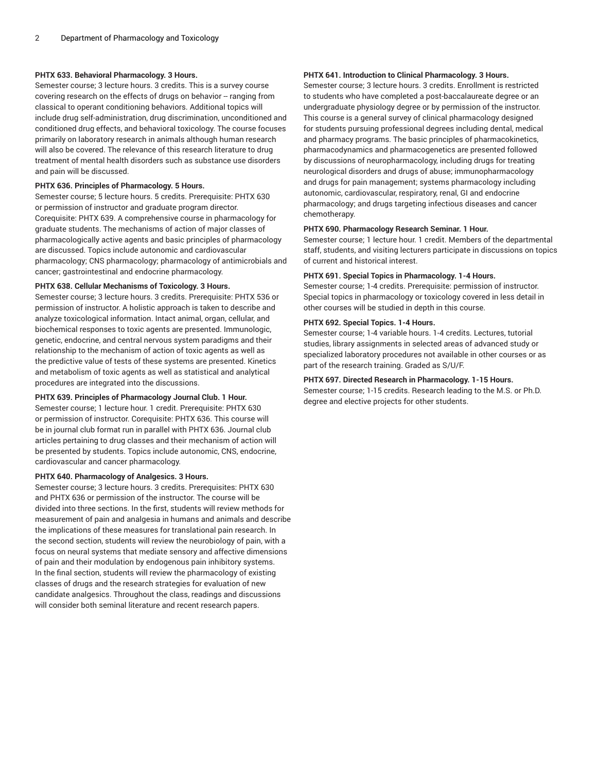**PHTX 633. Behavioral Pharmacology. 3 Hours.**

Semester course; 3 lecture hours. 3 credits. This is a survey course covering research on the effects of drugs on behavior -- ranging from classical to operant conditioning behaviors. Additional topics will include drug self-administration, drug discrimination, unconditioned and conditioned drug effects, and behavioral toxicology. The course focuses primarily on laboratory research in animals although human research will also be covered. The relevance of this research literature to drug treatment of mental health disorders such as substance use disorders and pain will be discussed.

**PHTX 636. Principles of Pharmacology. 5 Hours.**

Semester course; 5 lecture hours. 5 credits. Prerequisite: PHTX 630 or permission of instructor and graduate program director. Corequisite: PHTX 639. A comprehensive course in pharmacology for graduate students. The mechanisms of action of major classes of pharmacologically active agents and basic principles of pharmacology are discussed. Topics include autonomic and cardiovascular pharmacology; CNS pharmacology; pharmacology of antimicrobials and cancer; gastrointestinal and endocrine pharmacology.

**PHTX 638. Cellular Mechanisms of Toxicology. 3 Hours.**

Semester course; 3 lecture hours. 3 credits. Prerequisite: PHTX 536 or permission of instructor. A holistic approach is taken to describe and analyze toxicological information. Intact animal, organ, cellular, and biochemical responses to toxic agents are presented. Immunologic, genetic, endocrine, and central nervous system paradigms and their relationship to the mechanism of action of toxic agents as well as the predictive value of tests of these systems are presented. Kinetics and metabolism of toxic agents as well as statistical and analytical procedures are integrated into the discussions.

**PHTX 639. Principles of Pharmacology Journal Club. 1 Hour.**

Semester course; 1 lecture hour. 1 credit. Prerequisite: PHTX 630 or permission of instructor. Corequisite: PHTX 636. This course will be in journal club format run in parallel with PHTX 636. Journal club articles pertaining to drug classes and their mechanism of action will be presented by students. Topics include autonomic, CNS, endocrine, cardiovascular and cancer pharmacology.

**PHTX 640. Pharmacology of Analgesics. 3 Hours.**

Semester course; 3 lecture hours. 3 credits. Prerequisites: PHTX 630 and PHTX 636 or permission of the instructor. The course will be divided into three sections. In the first, students will review methods for measurement of pain and analgesia in humans and animals and describe the implications of these measures for translational pain research. In the second section, students will review the neurobiology of pain, with a focus on neural systems that mediate sensory and affective dimensions of pain and their modulation by endogenous pain inhibitory systems. In the final section, students will review the pharmacology of existing classes of drugs and the research strategies for evaluation of new candidate analgesics. Throughout the class, readings and discussions will consider both seminal literature and recent research papers.

**PHTX 641. Introduction to Clinical Pharmacology. 3 Hours.**

Semester course; 3 lecture hours. 3 credits. Enrollment is restricted to students who have completed a post-baccalaureate degree or an undergraduate physiology degree or by permission of the instructor. This course is a general survey of clinical pharmacology designed for students pursuing professional degrees including dental, medical and pharmacy programs. The basic principles of pharmacokinetics, pharmacodynamics and pharmacogenetics are presented followed by discussions of neuropharmacology, including drugs for treating neurological disorders and drugs of abuse; immunopharmacology and drugs for pain management; systems pharmacology including autonomic, cardiovascular, respiratory, renal, GI and endocrine pharmacology; and drugs targeting infectious diseases and cancer chemotherapy.

**PHTX 690. Pharmacology Research Seminar. 1 Hour.**

Semester course; 1 lecture hour. 1 credit. Members of the departmental staff, students, and visiting lecturers participate in discussions on topics of current and historical interest.

**PHTX 691. Special Topics in Pharmacology. 1-4 Hours.**

Semester course; 1-4 credits. Prerequisite: permission of instructor. Special topics in pharmacology or toxicology covered in less detail in other courses will be studied in depth in this course.

**PHTX 692. Special Topics. 1-4 Hours.**

Semester course; 1-4 variable hours. 1-4 credits. Lectures, tutorial studies, library assignments in selected areas of advanced study or specialized laboratory procedures not available in other courses or as part of the research training. Graded as S/U/F.

**PHTX 697. Directed Research in Pharmacology. 1-15 Hours.**

Semester course; 1-15 credits. Research leading to the M.S. or Ph.D. degree and elective projects for other students.